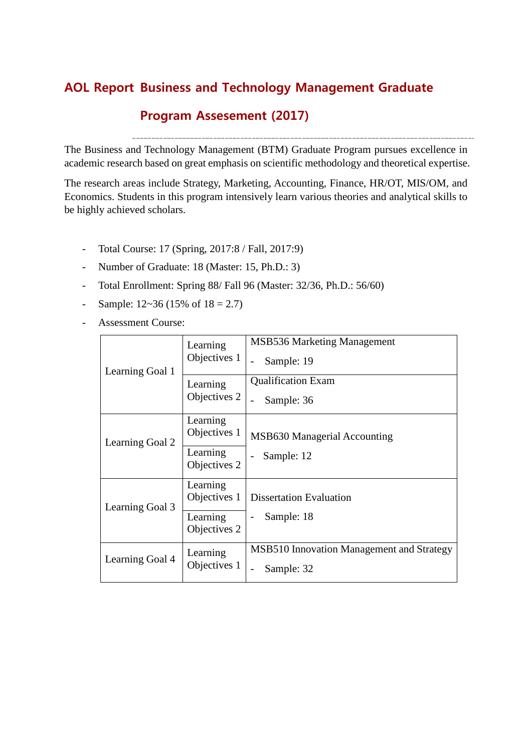# AOL Report Business and Technology Management Graduate Program Assesement (2017)

The Business and Technology Management (BTM) Graduate Program pursues excellence in academic research based on great emphasis on scientific methodology and theoretical expertise.

The research areas include Strategy, Marketing, Accounting, Finance, HR/OT, MIS/OM, and Economics. Students in this program intensively learn various theories and analytical skills to be highly achieved scholars.

- Total Course: 17 (Spring, 2017:8 / Fall, 2017:9)
- Number of Graduate: 18 (Master: 15, Ph.D.: 3)
- Total Enrollment: Spring 88/ Fall 96 (Master: 32/36, Ph.D.: 56/60)
- Sample: 12~36 (15% of 18 = 2.7)
- Assessment Course:

| | | |
|---|---|---|
| Learning Goal 1 | Learning Objectives 1 | MSB536 Marketing Management<br>- Sample: 19 |
| | Learning Objectives 2 | Qualification Exam<br>- Sample: 36 |
| Learning Goal 2 | Learning Objectives 1 | MSB630 Managerial Accounting<br>- Sample: 12 |
| | Learning Objectives 2 | |
| Learning Goal 3 | Learning Objectives 1 | Dissertation Evaluation<br>- Sample: 18 |
| | Learning Objectives 2 | |
| Learning Goal 4 | Learning Objectives 1 | MSB510 Innovation Management and Strategy<br>- Sample: 32 |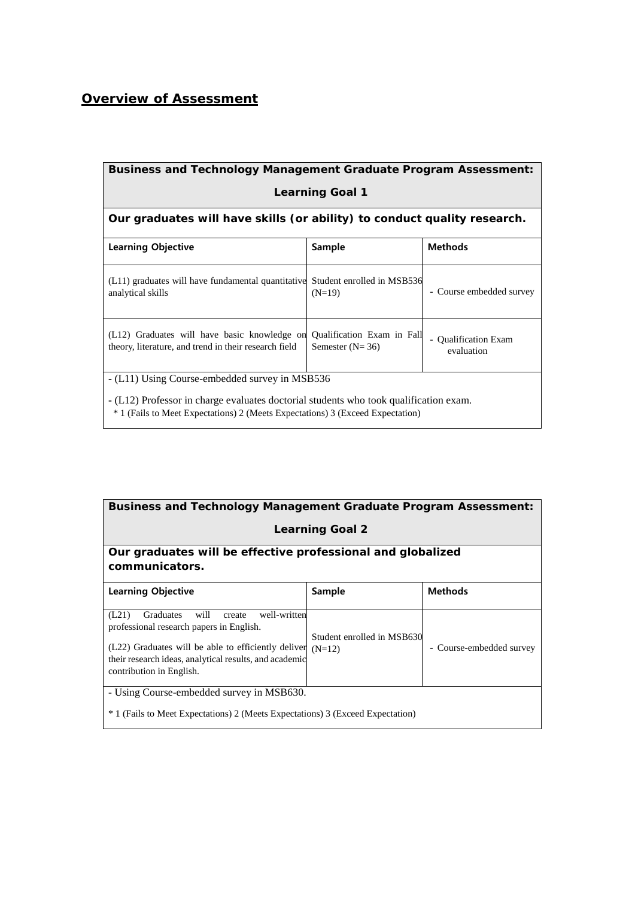## Overview of Assessment

| Business and Technology Management Graduate Program Assessment: Learning Goal 1 | | |
|---|---|---|
| **Our graduates will have skills (or ability) to conduct quality research.** | | |
| **Learning Objective** | **Sample** | **Methods** |
| (L11) graduates will have fundamental quantitative analytical skills | Student enrolled in MSB536 (N=19) | - Course embedded survey |
| (L12) Graduates will have basic knowledge on theory, literature, and trend in their research field | Qualification Exam in Fall Semester (N= 36) | - Qualification Exam evaluation |
| - (L11) Using Course-embedded survey in MSB536<br>- (L12) Professor in charge evaluates doctorial students who took qualification exam.<br>* 1 (Fails to Meet Expectations) 2 (Meets Expectations) 3 (Exceed Expectation) | | |

| Business and Technology Management Graduate Program Assessment: Learning Goal 2 | | |
|---|---|---|
| **Our graduates will be effective professional and globalized communicators.** | | |
| **Learning Objective** | **Sample** | **Methods** |
| (L21) Graduates will create well-written professional research papers in English.<br>(L22) Graduates will be able to efficiently deliver their research ideas, analytical results, and academic contribution in English. | Student enrolled in MSB630 (N=12) | - Course-embedded survey |
| - Using Course-embedded survey in MSB630.<br>* 1 (Fails to Meet Expectations) 2 (Meets Expectations) 3 (Exceed Expectation) | | |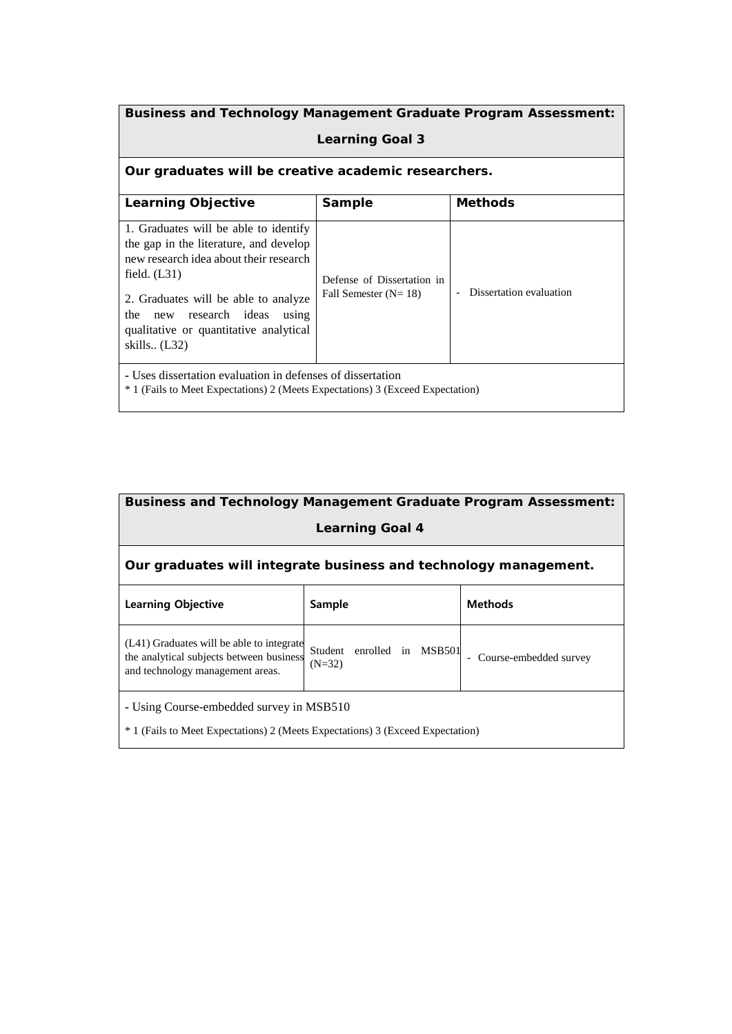| Business and Technology Management Graduate Program Assessment: Learning Goal 3 | | |
|---|---|---|
| **Our graduates will be creative academic researchers.** | | |
| **Learning Objective** | **Sample** | **Methods** |
| 1. Graduates will be able to identify the gap in the literature, and develop new research idea about their research field. (L31)<br>2. Graduates will be able to analyze the new research ideas using qualitative or quantitative analytical skills.. (L32) | Defense of Dissertation in Fall Semester (N= 18) | - Dissertation evaluation |
| - Uses dissertation evaluation in defenses of dissertation<br>* 1 (Fails to Meet Expectations) 2 (Meets Expectations) 3 (Exceed Expectation) | | |

| Business and Technology Management Graduate Program Assessment: Learning Goal 4 | | |
|---|---|---|
| **Our graduates will integrate business and technology management.** | | |
| **Learning Objective** | **Sample** | **Methods** |
| (L41) Graduates will be able to integrate the analytical subjects between business and technology management areas. | Student enrolled in MSB501 (N=32) | - Course-embedded survey |
| - Using Course-embedded survey in MSB510<br>* 1 (Fails to Meet Expectations) 2 (Meets Expectations) 3 (Exceed Expectation) | | |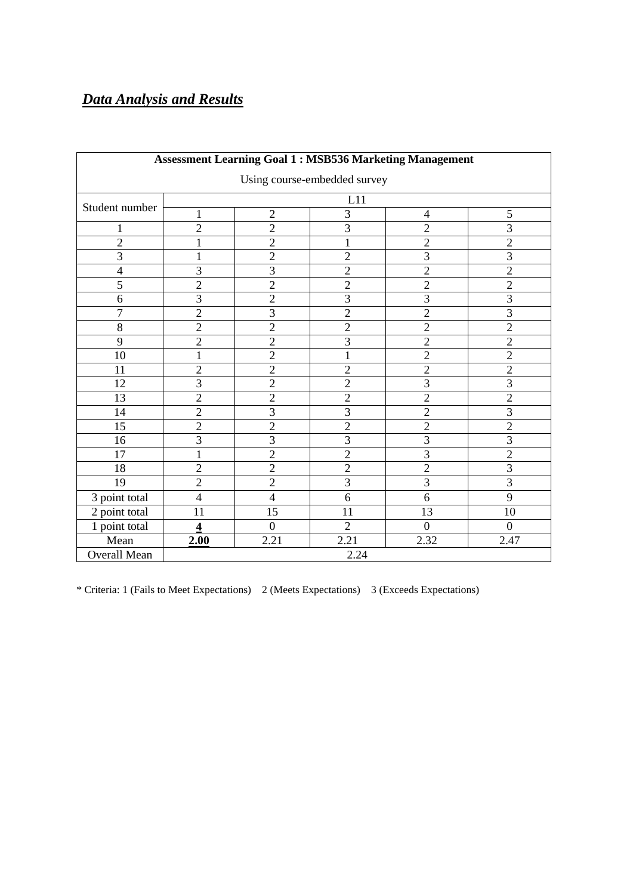## ***Data Analysis and Results***

| **Assessment Learning Goal 1 : MSB536 Marketing Management** | | | | | |
|---|---|---|---|---|---|
| Using course-embedded survey | | | | | |
| Student number | L11 | | | | |
| | 1 | 2 | 3 | 4 | 5 |
| 1 | 2 | 2 | 3 | 2 | 3 |
| 2 | 1 | 2 | 1 | 2 | 2 |
| 3 | 1 | 2 | 2 | 3 | 3 |
| 4 | 3 | 3 | 2 | 2 | 2 |
| 5 | 2 | 2 | 2 | 2 | 2 |
| 6 | 3 | 2 | 3 | 3 | 3 |
| 7 | 2 | 3 | 2 | 2 | 3 |
| 8 | 2 | 2 | 2 | 2 | 2 |
| 9 | 2 | 2 | 3 | 2 | 2 |
| 10 | 1 | 2 | 1 | 2 | 2 |
| 11 | 2 | 2 | 2 | 2 | 2 |
| 12 | 3 | 2 | 2 | 3 | 3 |
| 13 | 2 | 2 | 2 | 2 | 2 |
| 14 | 2 | 3 | 3 | 2 | 3 |
| 15 | 2 | 2 | 2 | 2 | 2 |
| 16 | 3 | 3 | 3 | 3 | 3 |
| 17 | 1 | 2 | 2 | 3 | 2 |
| 18 | 2 | 2 | 2 | 2 | 3 |
| 19 | 2 | 2 | 3 | 3 | 3 |
| 3 point total | 4 | 4 | 6 | 6 | 9 |
| 2 point total | 11 | 15 | 11 | 13 | 10 |
| 1 point total | **4** | 0 | 2 | 0 | 0 |
| Mean | **2.00** | 2.21 | 2.21 | 2.32 | 2.47 |
| Overall Mean | 2.24 | | | | |

* Criteria: 1 (Fails to Meet Expectations)    2 (Meets Expectations)    3 (Exceeds Expectations)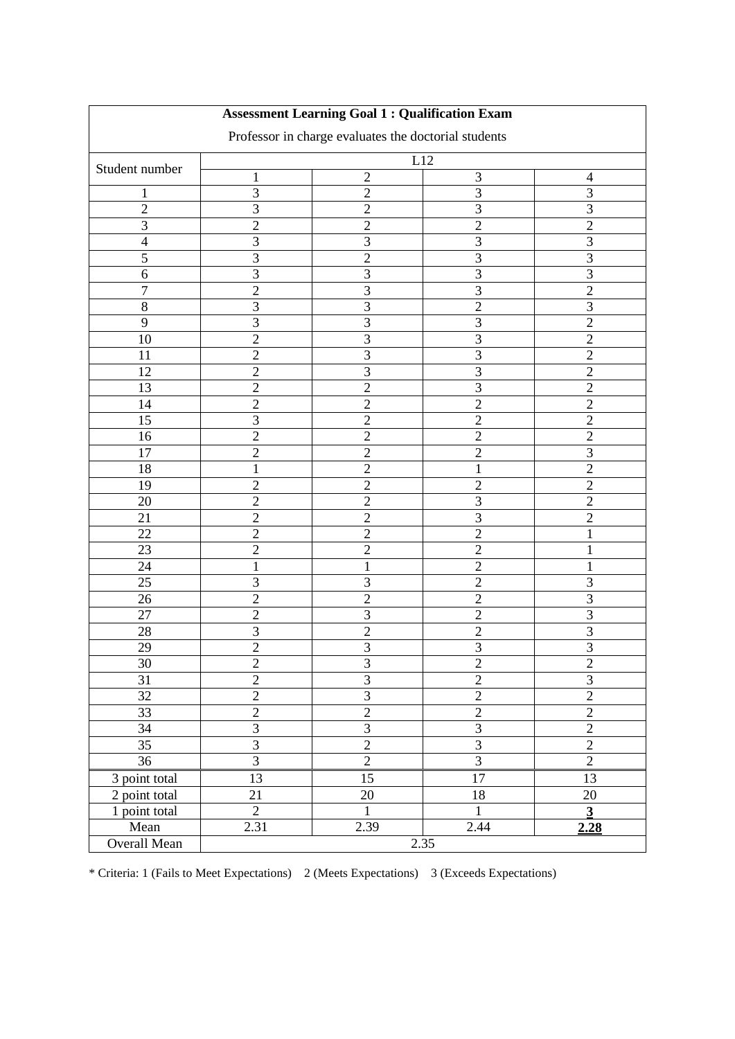| Assessment Learning Goal 1 : Qualification Exam | | | | |
|---|---|---|---|---|
| Professor in charge evaluates the doctorial students | | | | |
| Student number | L12 | | | |
| | 1 | 2 | 3 | 4 |
| 1 | 3 | 2 | 3 | 3 |
| 2 | 3 | 2 | 3 | 3 |
| 3 | 2 | 2 | 2 | 2 |
| 4 | 3 | 3 | 3 | 3 |
| 5 | 3 | 2 | 3 | 3 |
| 6 | 3 | 3 | 3 | 3 |
| 7 | 2 | 3 | 3 | 2 |
| 8 | 3 | 3 | 2 | 3 |
| 9 | 3 | 3 | 3 | 2 |
| 10 | 2 | 3 | 3 | 2 |
| 11 | 2 | 3 | 3 | 2 |
| 12 | 2 | 3 | 3 | 2 |
| 13 | 2 | 2 | 3 | 2 |
| 14 | 2 | 2 | 2 | 2 |
| 15 | 3 | 2 | 2 | 2 |
| 16 | 2 | 2 | 2 | 2 |
| 17 | 2 | 2 | 2 | 3 |
| 18 | 1 | 2 | 1 | 2 |
| 19 | 2 | 2 | 2 | 2 |
| 20 | 2 | 2 | 3 | 2 |
| 21 | 2 | 2 | 3 | 2 |
| 22 | 2 | 2 | 2 | 1 |
| 23 | 2 | 2 | 2 | 1 |
| 24 | 1 | 1 | 2 | 1 |
| 25 | 3 | 3 | 2 | 3 |
| 26 | 2 | 2 | 2 | 3 |
| 27 | 2 | 3 | 2 | 3 |
| 28 | 3 | 2 | 2 | 3 |
| 29 | 2 | 3 | 3 | 3 |
| 30 | 2 | 3 | 2 | 2 |
| 31 | 2 | 3 | 2 | 3 |
| 32 | 2 | 3 | 2 | 2 |
| 33 | 2 | 2 | 2 | 2 |
| 34 | 3 | 3 | 3 | 2 |
| 35 | 3 | 2 | 3 | 2 |
| 36 | 3 | 2 | 3 | 2 |
| 3 point total | 13 | 15 | 17 | 13 |
| 2 point total | 21 | 20 | 18 | 20 |
| 1 point total | 2 | 1 | 1 | **3** |
| Mean | 2.31 | 2.39 | 2.44 | **2.28** |
| Overall Mean | 2.35 | | | |

* Criteria: 1 (Fails to Meet Expectations) 2 (Meets Expectations) 3 (Exceeds Expectations)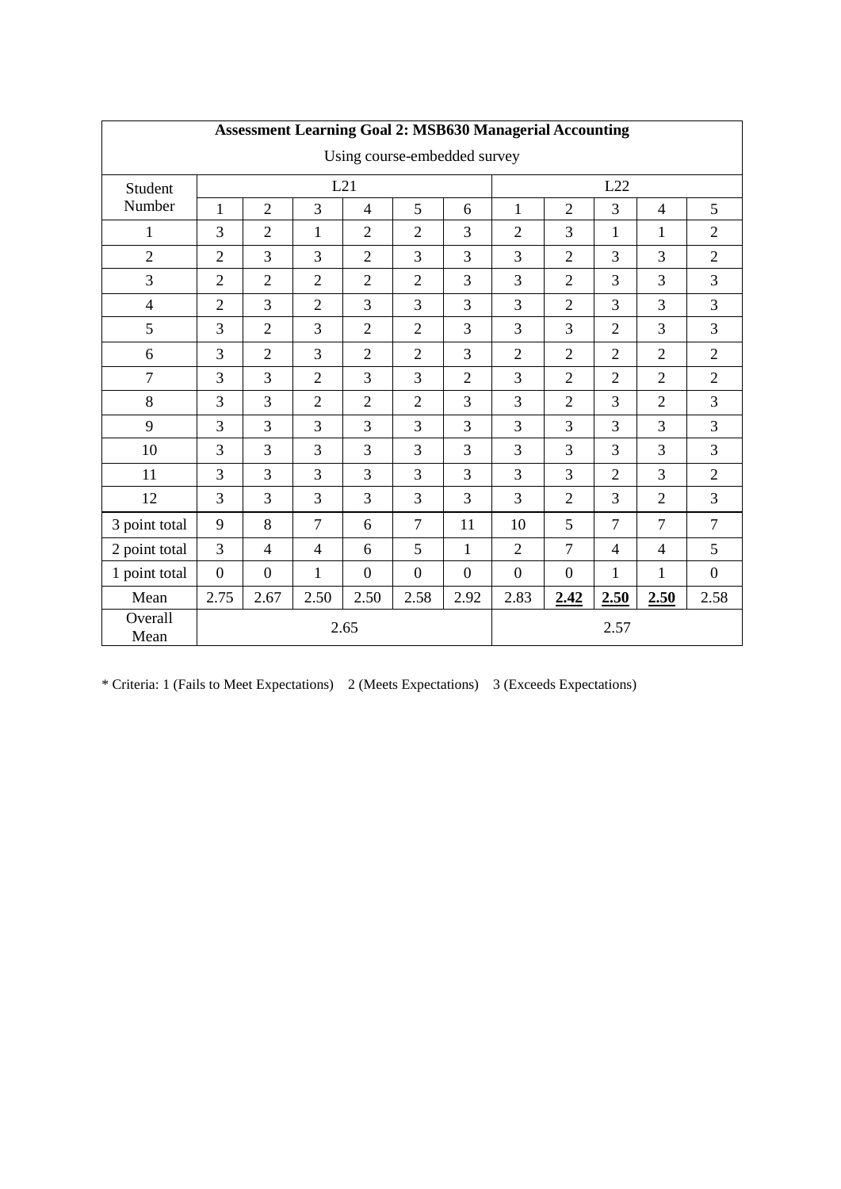| **Assessment Learning Goal 2: MSB630 Managerial Accounting** | | | | | | | | | | | |
|---|---|---|---|---|---|---|---|---|---|---|---|
| Using course-embedded survey | | | | | | | | | | | |
| Student Number | L21 | | | | | | L22 | | | | |
| | 1 | 2 | 3 | 4 | 5 | 6 | 1 | 2 | 3 | 4 | 5 |
| 1 | 3 | 2 | 1 | 2 | 2 | 3 | 2 | 3 | 1 | 1 | 2 |
| 2 | 2 | 3 | 3 | 2 | 3 | 3 | 3 | 2 | 3 | 3 | 2 |
| 3 | 2 | 2 | 2 | 2 | 2 | 3 | 3 | 2 | 3 | 3 | 3 |
| 4 | 2 | 3 | 2 | 3 | 3 | 3 | 3 | 2 | 3 | 3 | 3 |
| 5 | 3 | 2 | 3 | 2 | 2 | 3 | 3 | 3 | 2 | 3 | 3 |
| 6 | 3 | 2 | 3 | 2 | 2 | 3 | 2 | 2 | 2 | 2 | 2 |
| 7 | 3 | 3 | 2 | 3 | 3 | 2 | 3 | 2 | 2 | 2 | 2 |
| 8 | 3 | 3 | 2 | 2 | 2 | 3 | 3 | 2 | 3 | 2 | 3 |
| 9 | 3 | 3 | 3 | 3 | 3 | 3 | 3 | 3 | 3 | 3 | 3 |
| 10 | 3 | 3 | 3 | 3 | 3 | 3 | 3 | 3 | 3 | 3 | 3 |
| 11 | 3 | 3 | 3 | 3 | 3 | 3 | 3 | 3 | 2 | 3 | 2 |
| 12 | 3 | 3 | 3 | 3 | 3 | 3 | 3 | 2 | 3 | 2 | 3 |
| 3 point total | 9 | 8 | 7 | 6 | 7 | 11 | 10 | 5 | 7 | 7 | 7 |
| 2 point total | 3 | 4 | 4 | 6 | 5 | 1 | 2 | 7 | 4 | 4 | 5 |
| 1 point total | 0 | 0 | 1 | 0 | 0 | 0 | 0 | 0 | 1 | 1 | 0 |
| Mean | 2.75 | 2.67 | 2.50 | 2.50 | 2.58 | 2.92 | 2.83 | **2.42** | **2.50** | **2.50** | 2.58 |
| Overall Mean | 2.65 | | | | | | 2.57 | | | | |

* Criteria: 1 (Fails to Meet Expectations) 2 (Meets Expectations) 3 (Exceeds Expectations)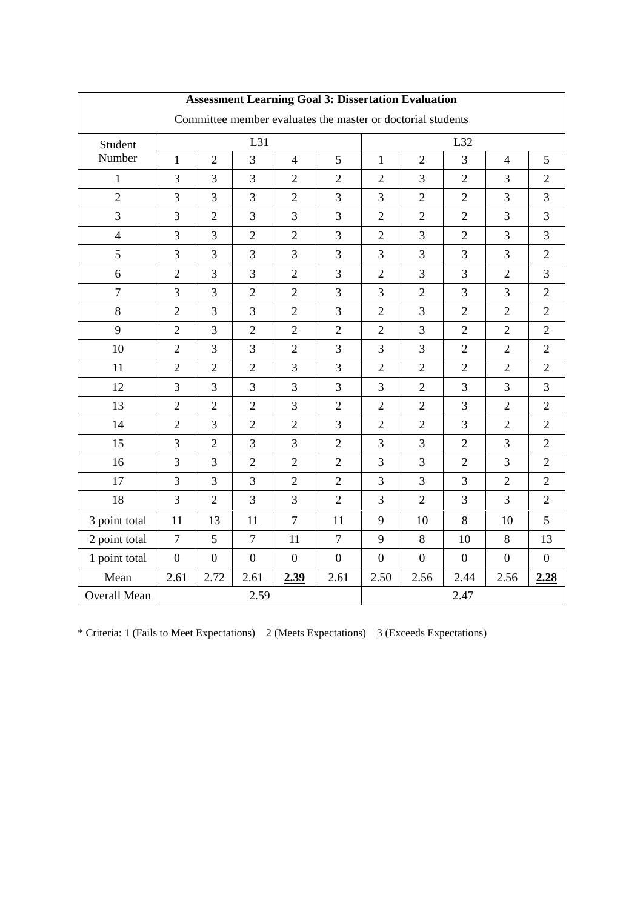| **Assessment Learning Goal 3: Dissertation Evaluation** | | | | | | | | | | |
|---|---|---|---|---|---|---|---|---|---|---|
| Committee member evaluates the master or doctorial students | | | | | | | | | | |
| Student Number | L31 | | | | | L32 | | | | |
| | 1 | 2 | 3 | 4 | 5 | 1 | 2 | 3 | 4 | 5 |
| 1 | 3 | 3 | 3 | 2 | 2 | 2 | 3 | 2 | 3 | 2 |
| 2 | 3 | 3 | 3 | 2 | 3 | 3 | 2 | 2 | 3 | 3 |
| 3 | 3 | 2 | 3 | 3 | 3 | 2 | 2 | 2 | 3 | 3 |
| 4 | 3 | 3 | 2 | 2 | 3 | 2 | 3 | 2 | 3 | 3 |
| 5 | 3 | 3 | 3 | 3 | 3 | 3 | 3 | 3 | 3 | 2 |
| 6 | 2 | 3 | 3 | 2 | 3 | 2 | 3 | 3 | 2 | 3 |
| 7 | 3 | 3 | 2 | 2 | 3 | 3 | 2 | 3 | 3 | 2 |
| 8 | 2 | 3 | 3 | 2 | 3 | 2 | 3 | 2 | 2 | 2 |
| 9 | 2 | 3 | 2 | 2 | 2 | 2 | 3 | 2 | 2 | 2 |
| 10 | 2 | 3 | 3 | 2 | 3 | 3 | 3 | 2 | 2 | 2 |
| 11 | 2 | 2 | 2 | 3 | 3 | 2 | 2 | 2 | 2 | 2 |
| 12 | 3 | 3 | 3 | 3 | 3 | 3 | 2 | 3 | 3 | 3 |
| 13 | 2 | 2 | 2 | 3 | 2 | 2 | 2 | 3 | 2 | 2 |
| 14 | 2 | 3 | 2 | 2 | 3 | 2 | 2 | 3 | 2 | 2 |
| 15 | 3 | 2 | 3 | 3 | 2 | 3 | 3 | 2 | 3 | 2 |
| 16 | 3 | 3 | 2 | 2 | 2 | 3 | 3 | 2 | 3 | 2 |
| 17 | 3 | 3 | 3 | 2 | 2 | 3 | 3 | 3 | 2 | 2 |
| 18 | 3 | 2 | 3 | 3 | 2 | 3 | 2 | 3 | 3 | 2 |
| 3 point total | 11 | 13 | 11 | 7 | 11 | 9 | 10 | 8 | 10 | 5 |
| 2 point total | 7 | 5 | 7 | 11 | 7 | 9 | 8 | 10 | 8 | 13 |
| 1 point total | 0 | 0 | 0 | 0 | 0 | 0 | 0 | 0 | 0 | 0 |
| Mean | 2.61 | 2.72 | 2.61 | **2.39** | 2.61 | 2.50 | 2.56 | 2.44 | 2.56 | **2.28** |
| Overall Mean | 2.59 | | | | | 2.47 | | | | |

* Criteria: 1 (Fails to Meet Expectations) 2 (Meets Expectations) 3 (Exceeds Expectations)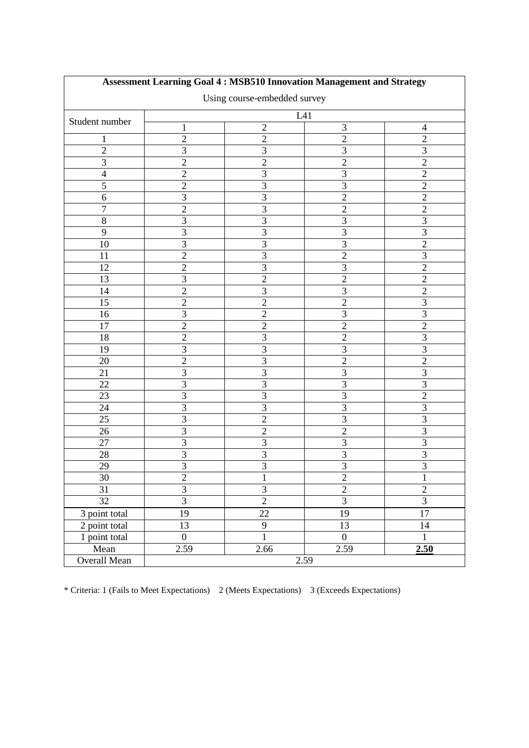| Assessment Learning Goal 4 : MSB510 Innovation Management and Strategy | | | | |
|---|---|---|---|---|
| Using course-embedded survey | | | | |
| Student number | L41 | | | |
| | 1 | 2 | 3 | 4 |
| 1 | 2 | 2 | 2 | 2 |
| 2 | 3 | 3 | 3 | 3 |
| 3 | 2 | 2 | 2 | 2 |
| 4 | 2 | 3 | 3 | 2 |
| 5 | 2 | 3 | 3 | 2 |
| 6 | 3 | 3 | 2 | 2 |
| 7 | 2 | 3 | 2 | 2 |
| 8 | 3 | 3 | 3 | 3 |
| 9 | 3 | 3 | 3 | 3 |
| 10 | 3 | 3 | 3 | 2 |
| 11 | 2 | 3 | 2 | 3 |
| 12 | 2 | 3 | 3 | 2 |
| 13 | 3 | 2 | 2 | 2 |
| 14 | 2 | 3 | 3 | 2 |
| 15 | 2 | 2 | 2 | 3 |
| 16 | 3 | 2 | 3 | 3 |
| 17 | 2 | 2 | 2 | 2 |
| 18 | 2 | 3 | 2 | 3 |
| 19 | 3 | 3 | 3 | 3 |
| 20 | 2 | 3 | 2 | 2 |
| 21 | 3 | 3 | 3 | 3 |
| 22 | 3 | 3 | 3 | 3 |
| 23 | 3 | 3 | 3 | 2 |
| 24 | 3 | 3 | 3 | 3 |
| 25 | 3 | 2 | 3 | 3 |
| 26 | 3 | 2 | 2 | 3 |
| 27 | 3 | 3 | 3 | 3 |
| 28 | 3 | 3 | 3 | 3 |
| 29 | 3 | 3 | 3 | 3 |
| 30 | 2 | 1 | 2 | 1 |
| 31 | 3 | 3 | 2 | 2 |
| 32 | 3 | 2 | 3 | 3 |
| 3 point total | 19 | 22 | 19 | 17 |
| 2 point total | 13 | 9 | 13 | 14 |
| 1 point total | 0 | 1 | 0 | 1 |
| Mean | 2.59 | 2.66 | 2.59 | **2.50** |
| Overall Mean | 2.59 | | | |

* Criteria: 1 (Fails to Meet Expectations) 2 (Meets Expectations) 3 (Exceeds Expectations)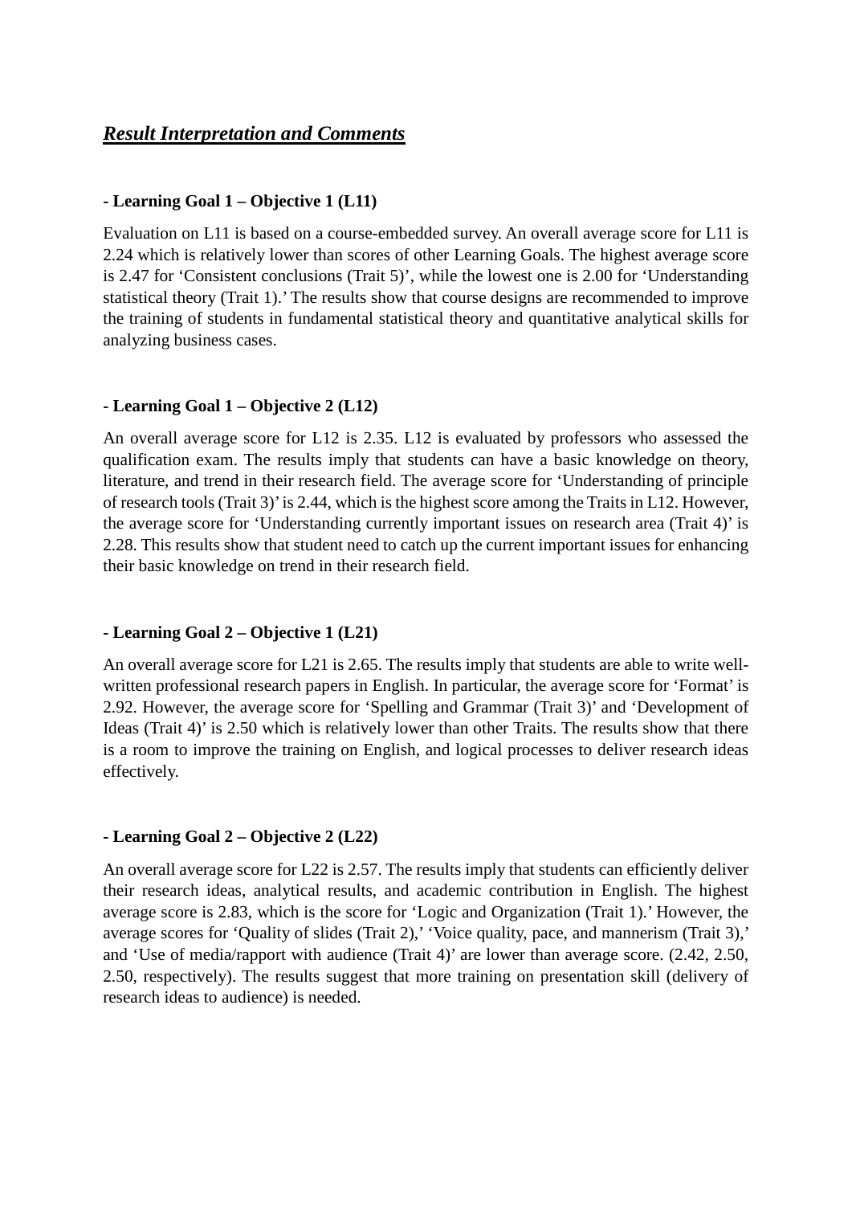## ***Result Interpretation and Comments***

**- Learning Goal 1 – Objective 1 (L11)**

Evaluation on L11 is based on a course-embedded survey. An overall average score for L11 is 2.24 which is relatively lower than scores of other Learning Goals. The highest average score is 2.47 for 'Consistent conclusions (Trait 5)', while the lowest one is 2.00 for 'Understanding statistical theory (Trait 1).' The results show that course designs are recommended to improve the training of students in fundamental statistical theory and quantitative analytical skills for analyzing business cases.

**- Learning Goal 1 – Objective 2 (L12)**

An overall average score for L12 is 2.35. L12 is evaluated by professors who assessed the qualification exam. The results imply that students can have a basic knowledge on theory, literature, and trend in their research field. The average score for 'Understanding of principle of research tools (Trait 3)' is 2.44, which is the highest score among the Traits in L12. However, the average score for 'Understanding currently important issues on research area (Trait 4)' is 2.28. This results show that student need to catch up the current important issues for enhancing their basic knowledge on trend in their research field.

**- Learning Goal 2 – Objective 1 (L21)**

An overall average score for L21 is 2.65. The results imply that students are able to write well-written professional research papers in English. In particular, the average score for 'Format' is 2.92. However, the average score for 'Spelling and Grammar (Trait 3)' and 'Development of Ideas (Trait 4)' is 2.50 which is relatively lower than other Traits. The results show that there is a room to improve the training on English, and logical processes to deliver research ideas effectively.

**- Learning Goal 2 – Objective 2 (L22)**

An overall average score for L22 is 2.57. The results imply that students can efficiently deliver their research ideas, analytical results, and academic contribution in English. The highest average score is 2.83, which is the score for 'Logic and Organization (Trait 1).' However, the average scores for 'Quality of slides (Trait 2),' 'Voice quality, pace, and mannerism (Trait 3),' and 'Use of media/rapport with audience (Trait 4)' are lower than average score. (2.42, 2.50, 2.50, respectively). The results suggest that more training on presentation skill (delivery of research ideas to audience) is needed.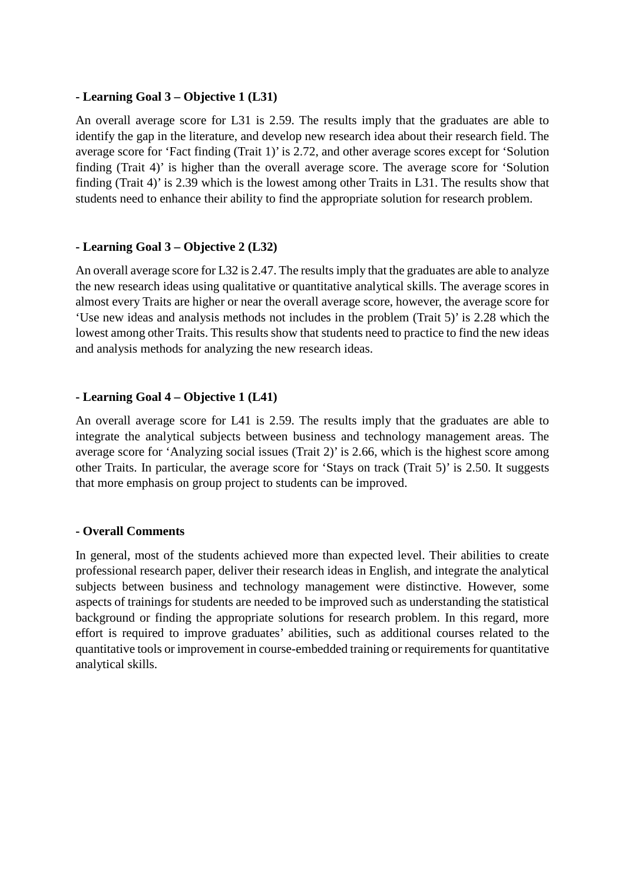**- Learning Goal 3 – Objective 1 (L31)**

An overall average score for L31 is 2.59. The results imply that the graduates are able to identify the gap in the literature, and develop new research idea about their research field. The average score for 'Fact finding (Trait 1)' is 2.72, and other average scores except for 'Solution finding (Trait 4)' is higher than the overall average score. The average score for 'Solution finding (Trait 4)' is 2.39 which is the lowest among other Traits in L31. The results show that students need to enhance their ability to find the appropriate solution for research problem.

**- Learning Goal 3 – Objective 2 (L32)**

An overall average score for L32 is 2.47. The results imply that the graduates are able to analyze the new research ideas using qualitative or quantitative analytical skills. The average scores in almost every Traits are higher or near the overall average score, however, the average score for 'Use new ideas and analysis methods not includes in the problem (Trait 5)' is 2.28 which the lowest among other Traits. This results show that students need to practice to find the new ideas and analysis methods for analyzing the new research ideas.

**- Learning Goal 4 – Objective 1 (L41)**

An overall average score for L41 is 2.59. The results imply that the graduates are able to integrate the analytical subjects between business and technology management areas. The average score for 'Analyzing social issues (Trait 2)' is 2.66, which is the highest score among other Traits. In particular, the average score for 'Stays on track (Trait 5)' is 2.50. It suggests that more emphasis on group project to students can be improved.

**- Overall Comments**

In general, most of the students achieved more than expected level. Their abilities to create professional research paper, deliver their research ideas in English, and integrate the analytical subjects between business and technology management were distinctive. However, some aspects of trainings for students are needed to be improved such as understanding the statistical background or finding the appropriate solutions for research problem. In this regard, more effort is required to improve graduates' abilities, such as additional courses related to the quantitative tools or improvement in course-embedded training or requirements for quantitative analytical skills.